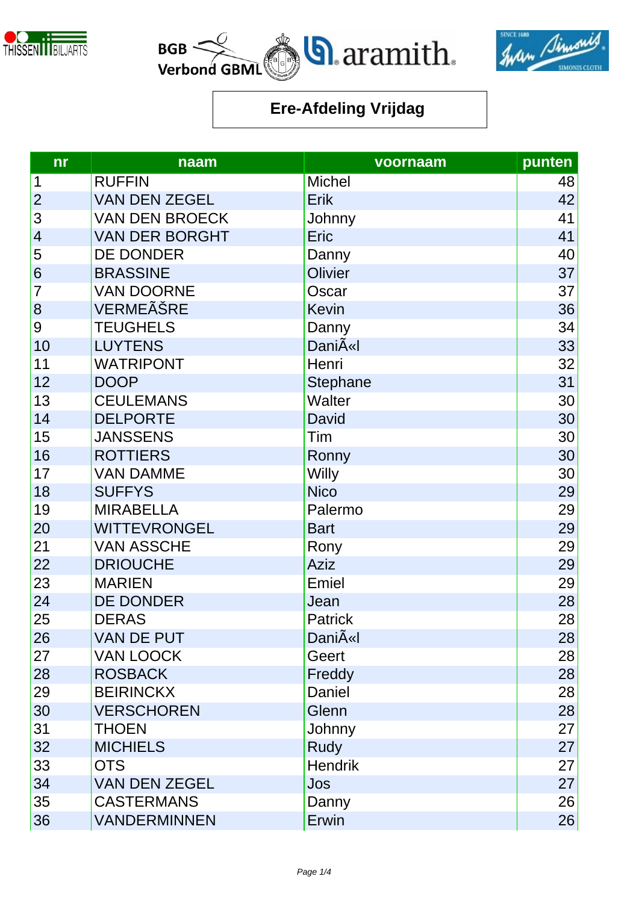## Ere-Afdeling Vrijdag

| nr | naam | voornaam | punten |
|---|---|---|---|
| 1 | RUFFIN | Michel | 48 |
| 2 | VAN DEN ZEGEL | Erik | 42 |
| 3 | VAN DEN BROECK | Johnny | 41 |
| 4 | VAN DER BORGHT | Eric | 41 |
| 5 | DE DONDER | Danny | 40 |
| 6 | BRASSINE | Olivier | 37 |
| 7 | VAN DOORNE | Oscar | 37 |
| 8 | VERMEÃŠRE | Kevin | 36 |
| 9 | TEUGHELS | Danny | 34 |
| 10 | LUYTENS | DaniÃ«l | 33 |
| 11 | WATRIPONT | Henri | 32 |
| 12 | DOOP | Stephane | 31 |
| 13 | CEULEMANS | Walter | 30 |
| 14 | DELPORTE | David | 30 |
| 15 | JANSSENS | Tim | 30 |
| 16 | ROTTIERS | Ronny | 30 |
| 17 | VAN DAMME | Willy | 30 |
| 18 | SUFFYS | Nico | 29 |
| 19 | MIRABELLA | Palermo | 29 |
| 20 | WITTEVRONGEL | Bart | 29 |
| 21 | VAN ASSCHE | Rony | 29 |
| 22 | DRIOUCHE | Aziz | 29 |
| 23 | MARIEN | Emiel | 29 |
| 24 | DE DONDER | Jean | 28 |
| 25 | DERAS | Patrick | 28 |
| 26 | VAN DE PUT | DaniÃ«l | 28 |
| 27 | VAN LOOCK | Geert | 28 |
| 28 | ROSBACK | Freddy | 28 |
| 29 | BEIRINCKX | Daniel | 28 |
| 30 | VERSCHOREN | Glenn | 28 |
| 31 | THOEN | Johnny | 27 |
| 32 | MICHIELS | Rudy | 27 |
| 33 | OTS | Hendrik | 27 |
| 34 | VAN DEN ZEGEL | Jos | 27 |
| 35 | CASTERMANS | Danny | 26 |
| 36 | VANDERMINNEN | Erwin | 26 |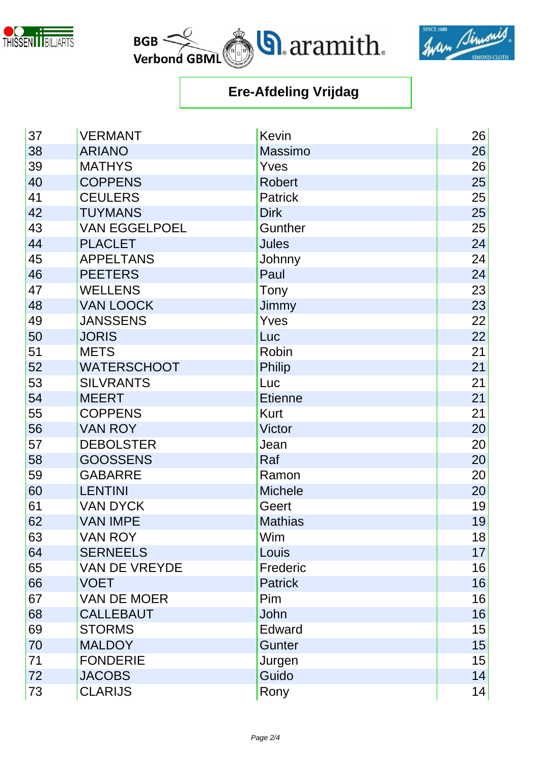## Ere-Afdeling Vrijdag

| | | | |
|---|---|---|---|
| 37 | VERMANT | Kevin | 26 |
| 38 | ARIANO | Massimo | 26 |
| 39 | MATHYS | Yves | 26 |
| 40 | COPPENS | Robert | 25 |
| 41 | CEULERS | Patrick | 25 |
| 42 | TUYMANS | Dirk | 25 |
| 43 | VAN EGGELPOEL | Gunther | 25 |
| 44 | PLACLET | Jules | 24 |
| 45 | APPELTANS | Johnny | 24 |
| 46 | PEETERS | Paul | 24 |
| 47 | WELLENS | Tony | 23 |
| 48 | VAN LOOCK | Jimmy | 23 |
| 49 | JANSSENS | Yves | 22 |
| 50 | JORIS | Luc | 22 |
| 51 | METS | Robin | 21 |
| 52 | WATERSCHOOT | Philip | 21 |
| 53 | SILVRANTS | Luc | 21 |
| 54 | MEERT | Etienne | 21 |
| 55 | COPPENS | Kurt | 21 |
| 56 | VAN ROY | Victor | 20 |
| 57 | DEBOLSTER | Jean | 20 |
| 58 | GOOSSENS | Raf | 20 |
| 59 | GABARRE | Ramon | 20 |
| 60 | LENTINI | Michele | 20 |
| 61 | VAN DYCK | Geert | 19 |
| 62 | VAN IMPE | Mathias | 19 |
| 63 | VAN ROY | Wim | 18 |
| 64 | SERNEELS | Louis | 17 |
| 65 | VAN DE VREYDE | Frederic | 16 |
| 66 | VOET | Patrick | 16 |
| 67 | VAN DE MOER | Pim | 16 |
| 68 | CALLEBAUT | John | 16 |
| 69 | STORMS | Edward | 15 |
| 70 | MALDOY | Gunter | 15 |
| 71 | FONDERIE | Jurgen | 15 |
| 72 | JACOBS | Guido | 14 |
| 73 | CLARIJS | Rony | 14 |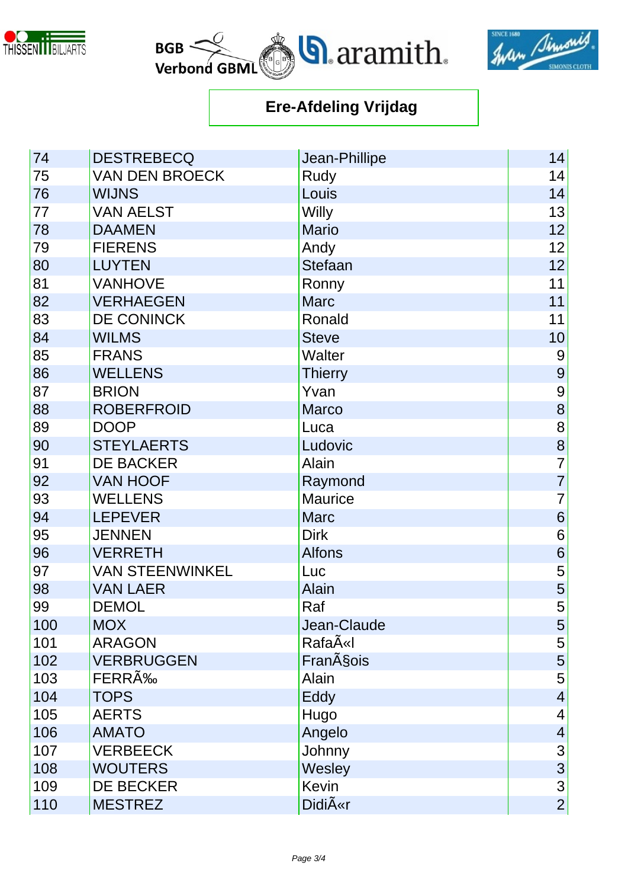## Ere-Afdeling Vrijdag

| | | | |
|---|---|---|---|
| 74 | DESTREBECQ | Jean-Phillipe | 14 |
| 75 | VAN DEN BROECK | Rudy | 14 |
| 76 | WIJNS | Louis | 14 |
| 77 | VAN AELST | Willy | 13 |
| 78 | DAAMEN | Mario | 12 |
| 79 | FIERENS | Andy | 12 |
| 80 | LUYTEN | Stefaan | 12 |
| 81 | VANHOVE | Ronny | 11 |
| 82 | VERHAEGEN | Marc | 11 |
| 83 | DE CONINCK | Ronald | 11 |
| 84 | WILMS | Steve | 10 |
| 85 | FRANS | Walter | 9 |
| 86 | WELLENS | Thierry | 9 |
| 87 | BRION | Yvan | 9 |
| 88 | ROBERFROID | Marco | 8 |
| 89 | DOOP | Luca | 8 |
| 90 | STEYLAERTS | Ludovic | 8 |
| 91 | DE BACKER | Alain | 7 |
| 92 | VAN HOOF | Raymond | 7 |
| 93 | WELLENS | Maurice | 7 |
| 94 | LEPEVER | Marc | 6 |
| 95 | JENNEN | Dirk | 6 |
| 96 | VERRETH | Alfons | 6 |
| 97 | VAN STEENWINKEL | Luc | 5 |
| 98 | VAN LAER | Alain | 5 |
| 99 | DEMOL | Raf | 5 |
| 100 | MOX | Jean-Claude | 5 |
| 101 | ARAGON | RafaÃ«l | 5 |
| 102 | VERBRUGGEN | FranÃ§ois | 5 |
| 103 | FERRÃ‰ | Alain | 5 |
| 104 | TOPS | Eddy | 4 |
| 105 | AERTS | Hugo | 4 |
| 106 | AMATO | Angelo | 4 |
| 107 | VERBEECK | Johnny | 3 |
| 108 | WOUTERS | Wesley | 3 |
| 109 | DE BECKER | Kevin | 3 |
| 110 | MESTREZ | DidiÃ«r | 2 |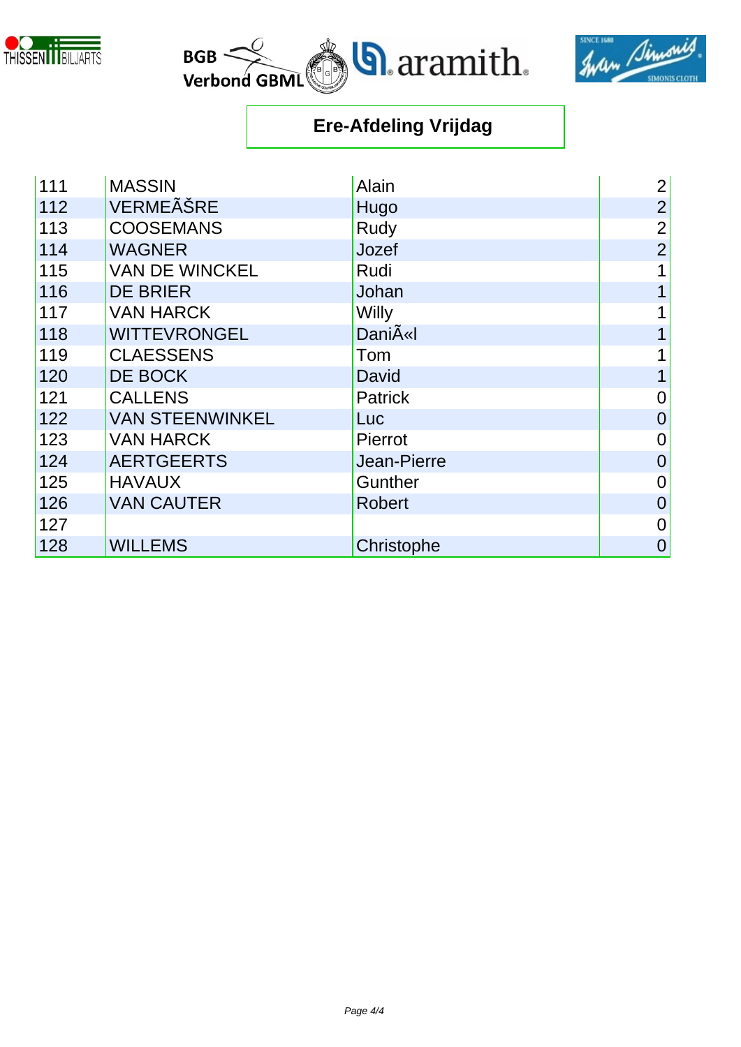## Ere-Afdeling Vrijdag

| | | | |
|---|---|---|---|
| 111 | MASSIN | Alain | 2 |
| 112 | VERMEÃŠRE | Hugo | 2 |
| 113 | COOSEMANS | Rudy | 2 |
| 114 | WAGNER | Jozef | 2 |
| 115 | VAN DE WINCKEL | Rudi | 1 |
| 116 | DE BRIER | Johan | 1 |
| 117 | VAN HARCK | Willy | 1 |
| 118 | WITTEVRONGEL | DaniÃ«l | 1 |
| 119 | CLAESSENS | Tom | 1 |
| 120 | DE BOCK | David | 1 |
| 121 | CALLENS | Patrick | 0 |
| 122 | VAN STEENWINKEL | Luc | 0 |
| 123 | VAN HARCK | Pierrot | 0 |
| 124 | AERTGEERTS | Jean-Pierre | 0 |
| 125 | HAVAUX | Gunther | 0 |
| 126 | VAN CAUTER | Robert | 0 |
| 127 | | | 0 |
| 128 | WILLEMS | Christophe | 0 |